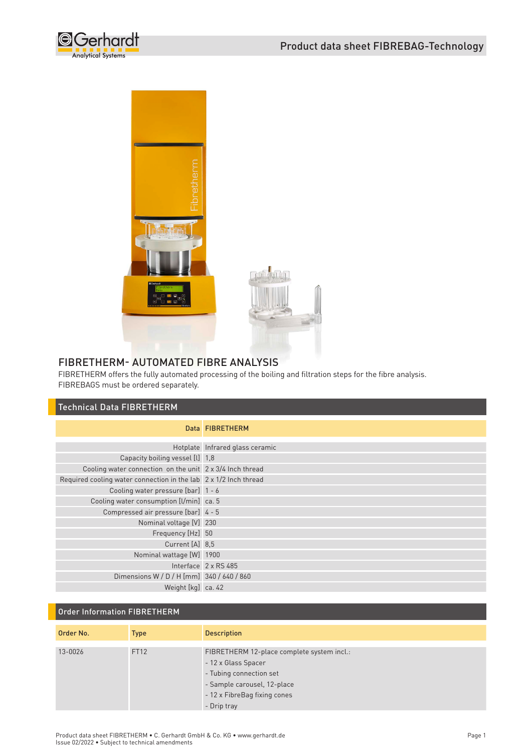# FIBRETHERM- AUTOMATED FIBRE ANALYSIS

FIBRETHERM offers the fully automated processing of the boiling and filtration steps for the fibre analysis. FIBREBAGS must be ordered separately.

## Technical Data FIBRETHERM

| Data | FIBRETHERM |
|---:|---|
| Hotplate | Infrared glass ceramic |
| Capacity boiling vessel [l] | 1,8 |
| Cooling water connection on the unit | 2 x 3/4 Inch thread |
| Required cooling water connection in the lab | 2 x 1/2 Inch thread |
| Cooling water pressure [bar] | 1 - 6 |
| Cooling water consumption [l/min] | ca. 5 |
| Compressed air pressure [bar] | 4 - 5 |
| Nominal voltage [V] | 230 |
| Frequency [Hz] | 50 |
| Current [A] | 8,5 |
| Nominal wattage [W] | 1900 |
| Interface | 2 x RS 485 |
| Dimensions W / D / H [mm] | 340 / 640 / 860 |
| Weight [kg] | ca. 42 |

## Order Information FIBRETHERM

| Order No. | Type | Description |
|---|---|---|
| 13-0026 | FT12 | FIBRETHERM 12-place complete system incl.:<br>- 12 x Glass Spacer<br>- Tubing connection set<br>- Sample carousel, 12-place<br>- 12 x FibreBag fixing cones<br>- Drip tray |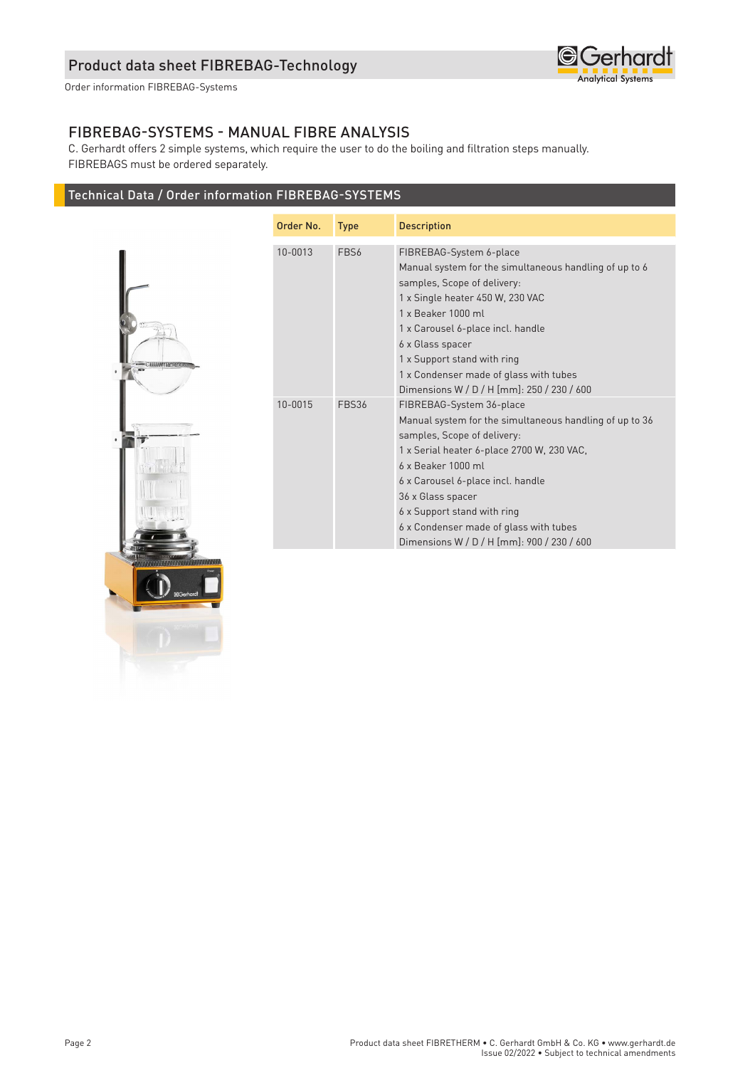# FIBREBAG-SYSTEMS - MANUAL FIBRE ANALYSIS

C. Gerhardt offers 2 simple systems, which require the user to do the boiling and filtration steps manually.
FIBREBAGS must be ordered separately.

## Technical Data / Order information FIBREBAG-SYSTEMS

| Order No. | Type | Description |
|---|---|---|
| 10-0013 | FBS6 | FIBREBAG-System 6-place<br>Manual system for the simultaneous handling of up to 6 samples, Scope of delivery:<br>1 x Single heater 450 W, 230 VAC<br>1 x Beaker 1000 ml<br>1 x Carousel 6-place incl. handle<br>6 x Glass spacer<br>1 x Support stand with ring<br>1 x Condenser made of glass with tubes<br>Dimensions W / D / H [mm]: 250 / 230 / 600 |
| 10-0015 | FBS36 | FIBREBAG-System 36-place<br>Manual system for the simultaneous handling of up to 36 samples, Scope of delivery:<br>1 x Serial heater 6-place 2700 W, 230 VAC,<br>6 x Beaker 1000 ml<br>6 x Carousel 6-place incl. handle<br>36 x Glass spacer<br>6 x Support stand with ring<br>6 x Condenser made of glass with tubes<br>Dimensions W / D / H [mm]: 900 / 230 / 600 |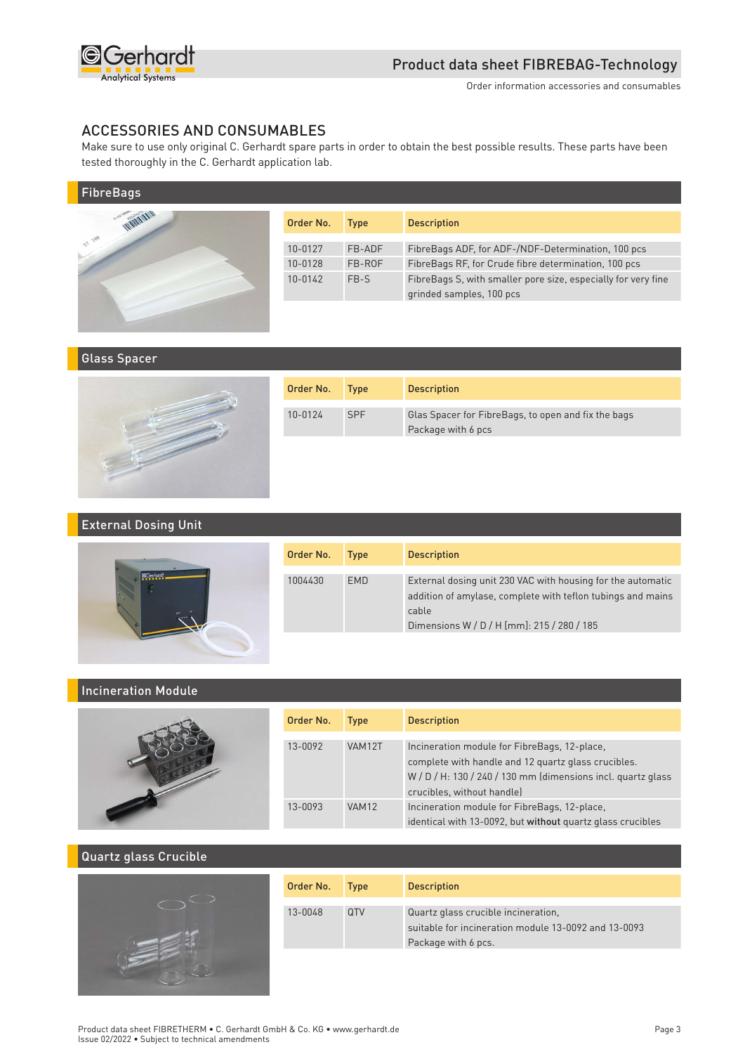# ACCESSORIES AND CONSUMABLES

Make sure to use only original C. Gerhardt spare parts in order to obtain the best possible results. These parts have been tested thoroughly in the C. Gerhardt application lab.

## FibreBags

| Order No. | Type | Description |
|---|---|---|
| 10-0127 | FB-ADF | FibreBags ADF, for ADF-/NDF-Determination, 100 pcs |
| 10-0128 | FB-ROF | FibreBags RF, for Crude fibre determination, 100 pcs |
| 10-0142 | FB-S | FibreBags S, with smaller pore size, especially for very fine grinded samples, 100 pcs |

## Glass Spacer

| Order No. | Type | Description |
|---|---|---|
| 10-0124 | SPF | Glas Spacer for FibreBags, to open and fix the bags<br>Package with 6 pcs |

## External Dosing Unit

| Order No. | Type | Description |
|---|---|---|
| 1004430 | EMD | External dosing unit 230 VAC with housing for the automatic addition of amylase, complete with teflon tubings and mains cable<br>Dimensions W / D / H [mm]: 215 / 280 / 185 |

## Incineration Module

| Order No. | Type | Description |
|---|---|---|
| 13-0092 | VAM12T | Incineration module for FibreBags, 12-place, complete with handle and 12 quartz glass crucibles.<br>W / D / H: 130 / 240 / 130 mm (dimensions incl. quartz glass crucibles, without handle) |
| 13-0093 | VAM12 | Incineration module for FibreBags, 12-place, identical with 13-0092, but **without** quartz glass crucibles |

## Quartz glass Crucible

| Order No. | Type | Description |
|---|---|---|
| 13-0048 | QTV | Quartz glass crucible incineration,<br>suitable for incineration module 13-0092 and 13-0093<br>Package with 6 pcs. |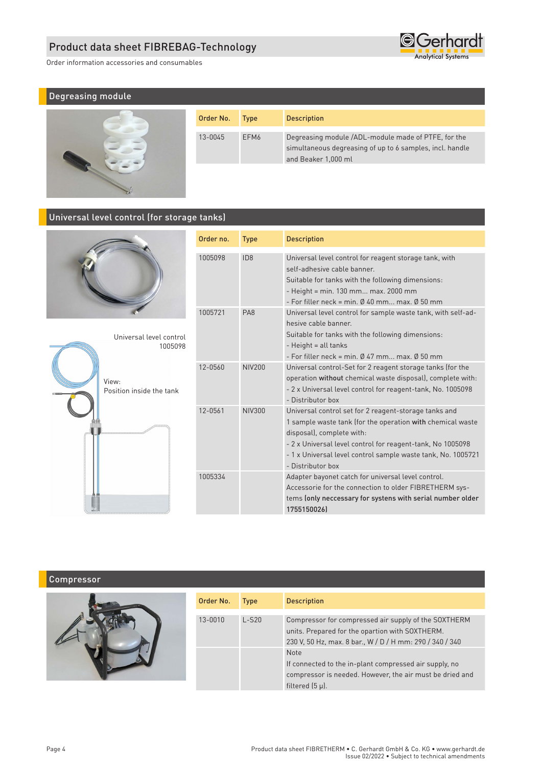## Degreasing module

| Order No. | Type | Description |
|---|---|---|
| 13-0045 | EFM6 | Degreasing module /ADL-module made of PTFE, for the simultaneous degreasing of up to 6 samples, incl. handle and Beaker 1,000 ml |

## Universal level control (for storage tanks)

Universal level control 1005098

View: Position inside the tank

| Order no. | Type | Description |
|---|---|---|
| 1005098 | ID8 | Universal level control for reagent storage tank, with self-adhesive cable banner.<br>Suitable for tanks with the following dimensions:<br>- Height = min. 130 mm... max. 2000 mm<br>- For filler neck = min. Ø 40 mm... max. Ø 50 mm |
| 1005721 | PA8 | Universal level control for sample waste tank, with self-adhesive cable banner.<br>Suitable for tanks with the following dimensions:<br>- Height = all tanks<br>- For filler neck = min. Ø 47 mm... max. Ø 50 mm |
| 12-0560 | NIV200 | Universal control-Set for 2 reagent storage tanks (for the operation **without** chemical waste disposal), complete with:<br>- 2 x Universal level control for reagent-tank, No. 1005098<br>- Distributor box |
| 12-0561 | NIV300 | Universal control set for 2 reagent-storage tanks and 1 sample waste tank (for the operation **with** chemical waste disposal), complete with:<br>- 2 x Universal level control for reagent-tank, No 1005098<br>- 1 x Universal level control sample waste tank, No. 1005721<br>- Distributor box |
| 1005334 | | Adapter bayonet catch for universal level control. Accessorie for the connection to older FIBRETHERM systems **(only neccessary for systems with serial number older 1755150026)** |

## Compressor

| Order No. | Type | Description |
|---|---|---|
| 13-0010 | L-S20 | Compressor for compressed air supply of the SOXTHERM units. Prepared for the opartion with SOXTHERM.<br>230 V, 50 Hz, max. 8 bar., W / D / H mm: 290 / 340 / 340 |
| | | Note<br>If connected to the in-plant compressed air supply, no compressor is needed. However, the air must be dried and filtered (5 µ). |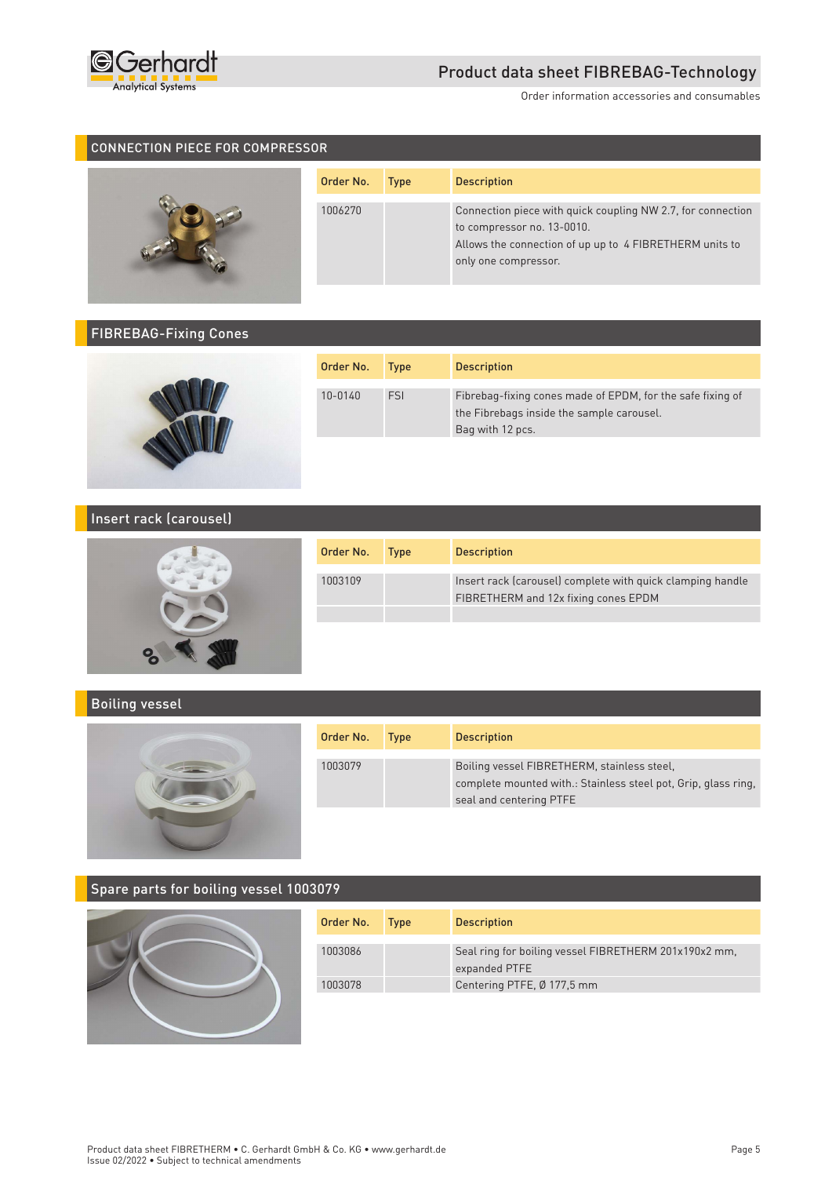## CONNECTION PIECE FOR COMPRESSOR

| Order No. | Type | Description |
|---|---|---|
| 1006270 | | Connection piece with quick coupling NW 2.7, for connection to compressor no. 13-0010. Allows the connection of up up to 4 FIBRETHERM units to only one compressor. |

## FIBREBAG-Fixing Cones

| Order No. | Type | Description |
|---|---|---|
| 10-0140 | FSI | Fibrebag-fixing cones made of EPDM, for the safe fixing of the Fibrebags inside the sample carousel. Bag with 12 pcs. |

## Insert rack (carousel)

| Order No. | Type | Description |
|---|---|---|
| 1003109 | | Insert rack (carousel) complete with quick clamping handle FIBRETHERM and 12x fixing cones EPDM |
| | | |

## Boiling vessel

| Order No. | Type | Description |
|---|---|---|
| 1003079 | | Boiling vessel FIBRETHERM, stainless steel, complete mounted with.: Stainless steel pot, Grip, glass ring, seal and centering PTFE |

## Spare parts for boiling vessel 1003079

| Order No. | Type | Description |
|---|---|---|
| 1003086 | | Seal ring for boiling vessel FIBRETHERM 201x190x2 mm, expanded PTFE |
| 1003078 | | Centering PTFE, Ø 177,5 mm |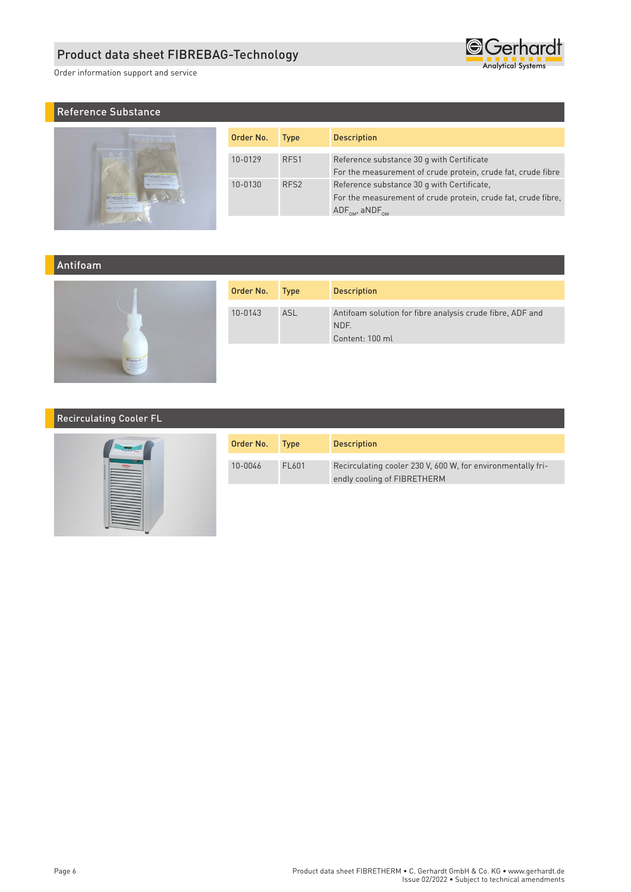## Reference Substance

| Order No. | Type | Description |
|---|---|---|
| 10-0129 | RFS1 | Reference substance 30 g with Certificate<br>For the measurement of crude protein, crude fat, crude fibre |
| 10-0130 | RFS2 | Reference substance 30 g with Certificate,<br>For the measurement of crude protein, crude fat, crude fibre, $ADF_{OM}$, $aNDF_{OM}$ |

## Antifoam

| Order No. | Type | Description |
|---|---|---|
| 10-0143 | ASL | Antifoam solution for fibre analysis crude fibre, ADF and NDF.<br>Content: 100 ml |

## Recirculating Cooler FL

| Order No. | Type | Description |
|---|---|---|
| 10-0046 | FL601 | Recirculating cooler 230 V, 600 W, for environmentally friendly cooling of FIBRETHERM |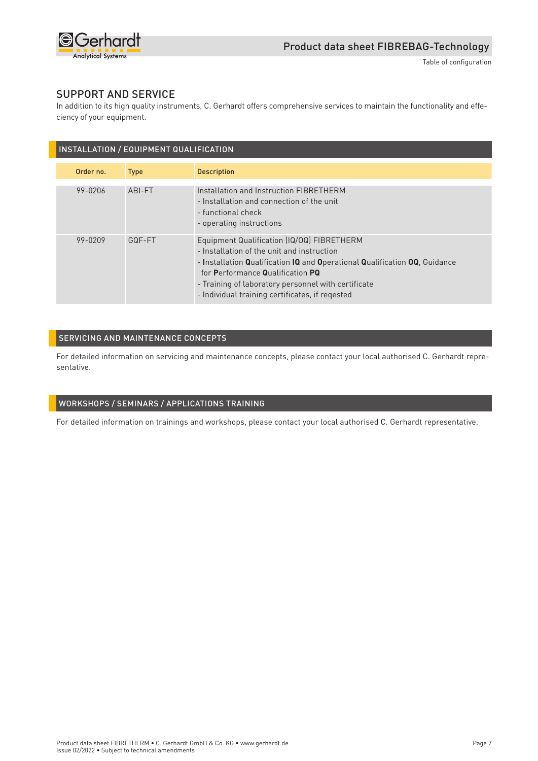## SUPPORT AND SERVICE

In addition to its high quality instruments, C. Gerhardt offers comprehensive services to maintain the functionality and effeciency of your equipment.

### INSTALLATION / EQUIPMENT QUALIFICATION

| Order no. | Type | Description |
|---|---|---|
| 99-0206 | ABI-FT | Installation and Instruction FIBRETHERM<br>- Installation and connection of the unit<br>- functional check<br>- operating instructions |
| 99-0209 | GQF-FT | Equipment Qualification (IQ/OQ) FIBRETHERM<br>- Installation of the unit and instruction<br>- **I**nstallation **Q**ualification **IQ** and **O**perational **Q**ualification **OQ**, Guidance for **P**erformance **Q**ualification **PQ**<br>- Training of laboratory personnel with certificate<br>- Individual training certificates, if reqested |

### SERVICING AND MAINTENANCE CONCEPTS

For detailed information on servicing and maintenance concepts, please contact your local authorised C. Gerhardt representative.

### WORKSHOPS / SEMINARS / APPLICATIONS TRAINING

For detailed information on trainings and workshops, please contact your local authorised C. Gerhardt representative.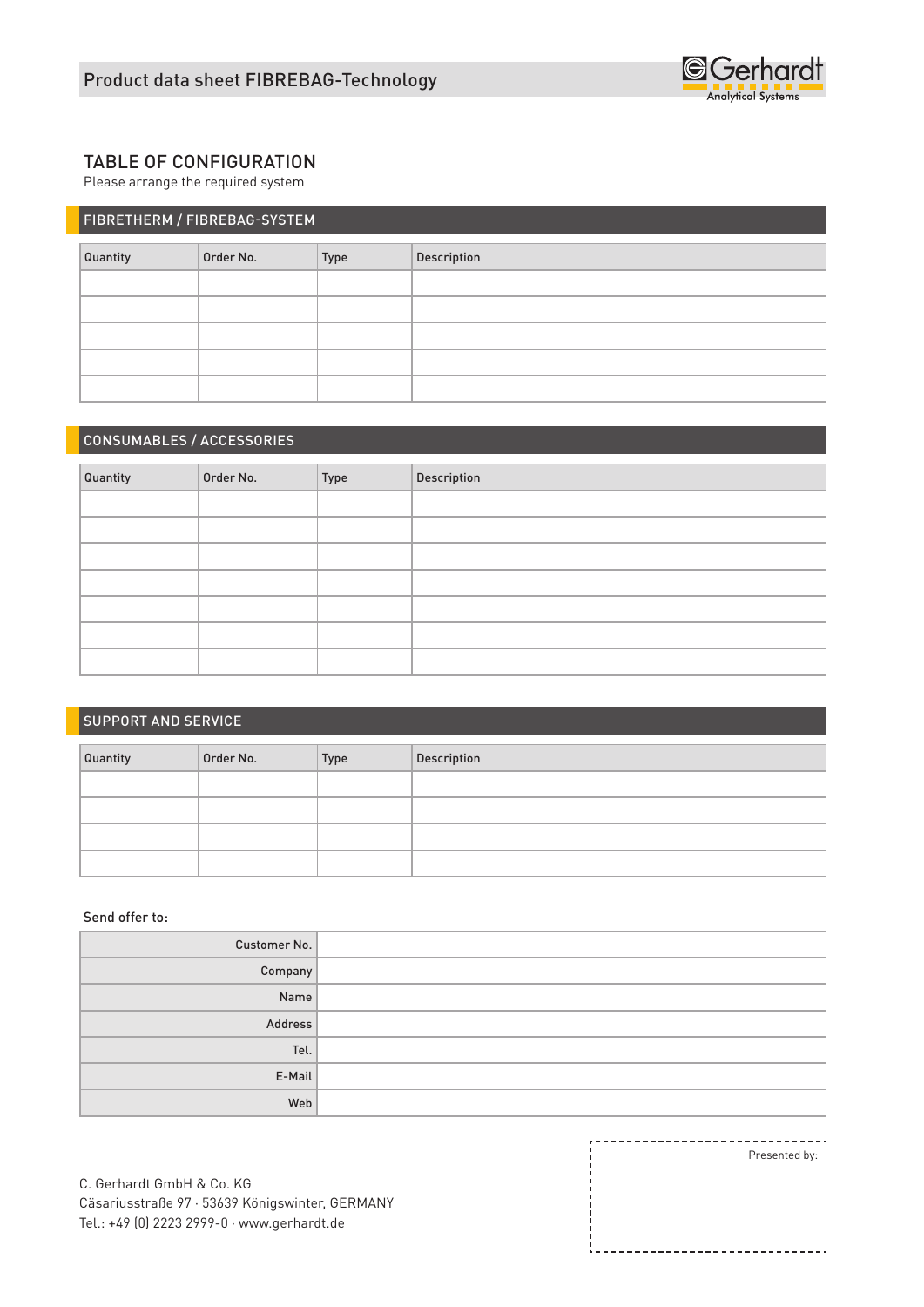# TABLE OF CONFIGURATION

Please arrange the required system

## FIBRETHERM / FIBREBAG-SYSTEM

| Quantity | Order No. | Type | Description |
|---|---|---|---|
| | | | |
| | | | |
| | | | |
| | | | |
| | | | |

## CONSUMABLES / ACCESSORIES

| Quantity | Order No. | Type | Description |
|---|---|---|---|
| | | | |
| | | | |
| | | | |
| | | | |
| | | | |
| | | | |
| | | | |

## SUPPORT AND SERVICE

| Quantity | Order No. | Type | Description |
|---|---|---|---|
| | | | |
| | | | |
| | | | |
| | | | |

Send offer to:

| | |
|---|---|
| Customer No. | |
| Company | |
| Name | |
| Address | |
| Tel. | |
| E-Mail | |
| Web | |

Presented by:

C. Gerhardt GmbH & Co. KG
Cäsariusstraße 97 · 53639 Königswinter, GERMANY
Tel.: +49 (0) 2223 2999-0 · www.gerhardt.de